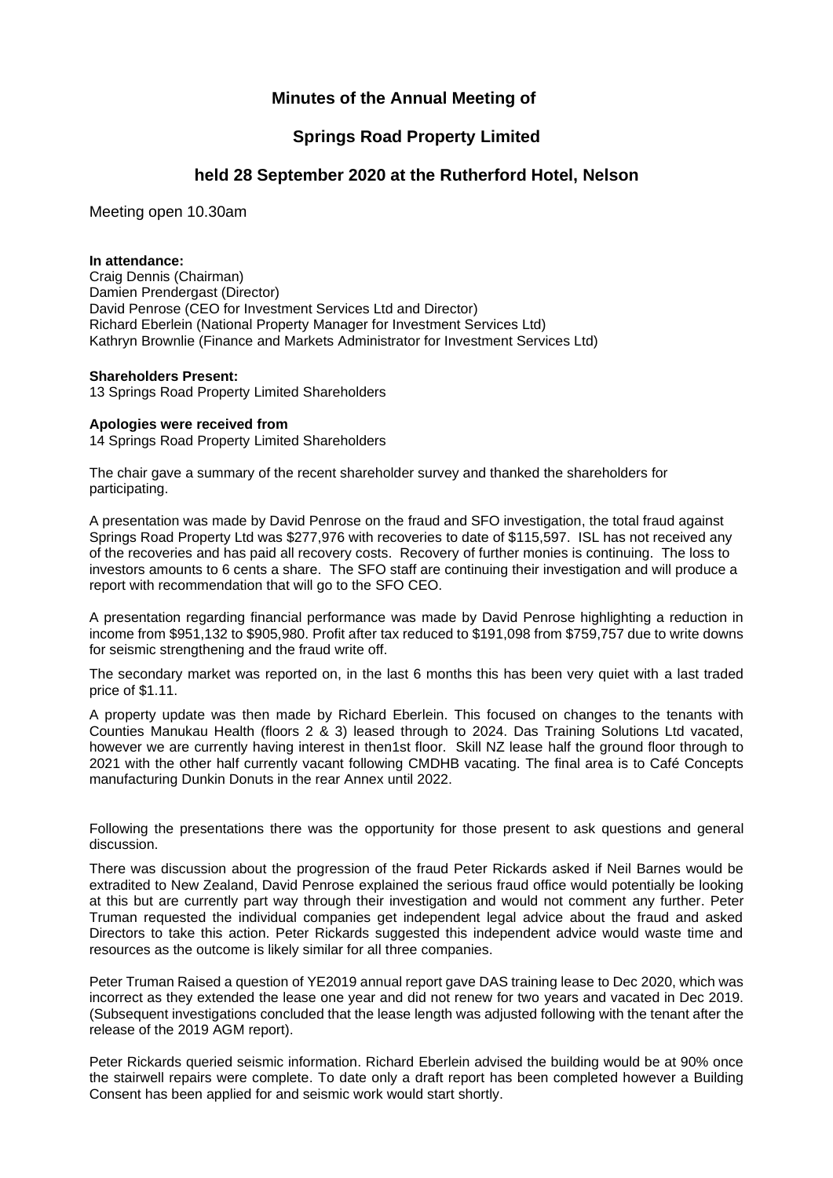# Minutes of the Annual Meeting of

# Springs Road Property Limited

## held 28 September 2020 at the Rutherford Hotel, Nelson

Meeting open 10.30am

**In attendance:**
Craig Dennis (Chairman)
Damien Prendergast (Director)
David Penrose (CEO for Investment Services Ltd and Director)
Richard Eberlein (National Property Manager for Investment Services Ltd)
Kathryn Brownlie (Finance and Markets Administrator for Investment Services Ltd)

**Shareholders Present:**
13 Springs Road Property Limited Shareholders

**Apologies were received from**
14 Springs Road Property Limited Shareholders

The chair gave a summary of the recent shareholder survey and thanked the shareholders for participating.

A presentation was made by David Penrose on the fraud and SFO investigation, the total fraud against Springs Road Property Ltd was $277,976 with recoveries to date of $115,597. ISL has not received any of the recoveries and has paid all recovery costs. Recovery of further monies is continuing. The loss to investors amounts to 6 cents a share. The SFO staff are continuing their investigation and will produce a report with recommendation that will go to the SFO CEO.

A presentation regarding financial performance was made by David Penrose highlighting a reduction in income from $951,132 to $905,980. Profit after tax reduced to $191,098 from $759,757 due to write downs for seismic strengthening and the fraud write off.

The secondary market was reported on, in the last 6 months this has been very quiet with a last traded price of $1.11.

A property update was then made by Richard Eberlein. This focused on changes to the tenants with Counties Manukau Health (floors 2 & 3) leased through to 2024. Das Training Solutions Ltd vacated, however we are currently having interest in then1st floor. Skill NZ lease half the ground floor through to 2021 with the other half currently vacant following CMDHB vacating. The final area is to Café Concepts manufacturing Dunkin Donuts in the rear Annex until 2022.

Following the presentations there was the opportunity for those present to ask questions and general discussion.

There was discussion about the progression of the fraud Peter Rickards asked if Neil Barnes would be extradited to New Zealand, David Penrose explained the serious fraud office would potentially be looking at this but are currently part way through their investigation and would not comment any further. Peter Truman requested the individual companies get independent legal advice about the fraud and asked Directors to take this action. Peter Rickards suggested this independent advice would waste time and resources as the outcome is likely similar for all three companies.

Peter Truman Raised a question of YE2019 annual report gave DAS training lease to Dec 2020, which was incorrect as they extended the lease one year and did not renew for two years and vacated in Dec 2019. (Subsequent investigations concluded that the lease length was adjusted following with the tenant after the release of the 2019 AGM report).

Peter Rickards queried seismic information. Richard Eberlein advised the building would be at 90% once the stairwell repairs were complete. To date only a draft report has been completed however a Building Consent has been applied for and seismic work would start shortly.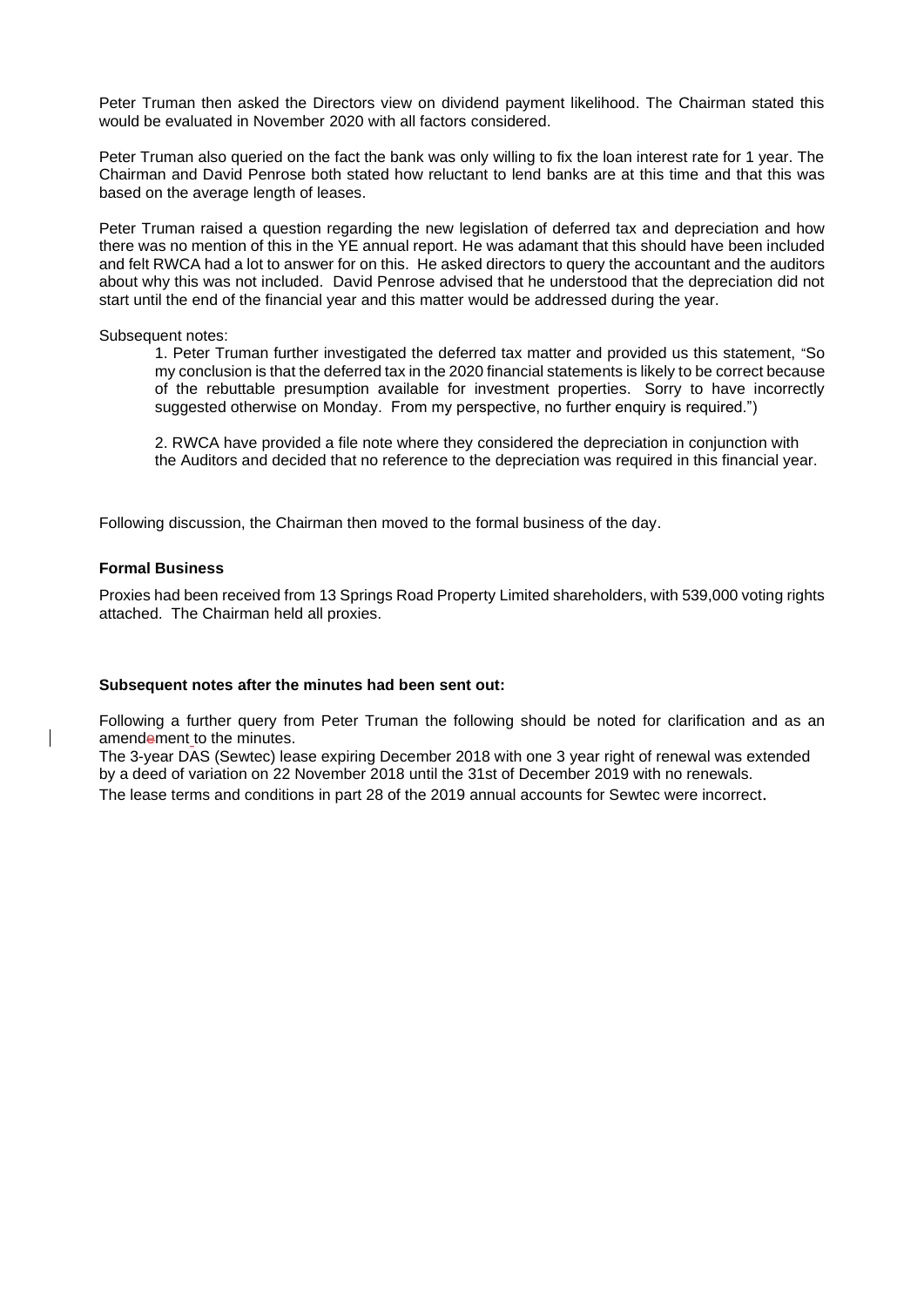Peter Truman then asked the Directors view on dividend payment likelihood. The Chairman stated this would be evaluated in November 2020 with all factors considered.

Peter Truman also queried on the fact the bank was only willing to fix the loan interest rate for 1 year. The Chairman and David Penrose both stated how reluctant to lend banks are at this time and that this was based on the average length of leases.

Peter Truman raised a question regarding the new legislation of deferred tax and depreciation and how there was no mention of this in the YE annual report. He was adamant that this should have been included and felt RWCA had a lot to answer for on this. He asked directors to query the accountant and the auditors about why this was not included. David Penrose advised that he understood that the depreciation did not start until the end of the financial year and this matter would be addressed during the year.

Subsequent notes:

1. Peter Truman further investigated the deferred tax matter and provided us this statement, "So my conclusion is that the deferred tax in the 2020 financial statements is likely to be correct because of the rebuttable presumption available for investment properties. Sorry to have incorrectly suggested otherwise on Monday. From my perspective, no further enquiry is required.")

2. RWCA have provided a file note where they considered the depreciation in conjunction with the Auditors and decided that no reference to the depreciation was required in this financial year.

Following discussion, the Chairman then moved to the formal business of the day.

**Formal Business**

Proxies had been received from 13 Springs Road Property Limited shareholders, with 539,000 voting rights attached. The Chairman held all proxies.

**Subsequent notes after the minutes had been sent out:**

Following a further query from Peter Truman the following should be noted for clarification and as an amendement to the minutes.

The 3-year DAS (Sewtec) lease expiring December 2018 with one 3 year right of renewal was extended by a deed of variation on 22 November 2018 until the 31st of December 2019 with no renewals.

The lease terms and conditions in part 28 of the 2019 annual accounts for Sewtec were incorrect.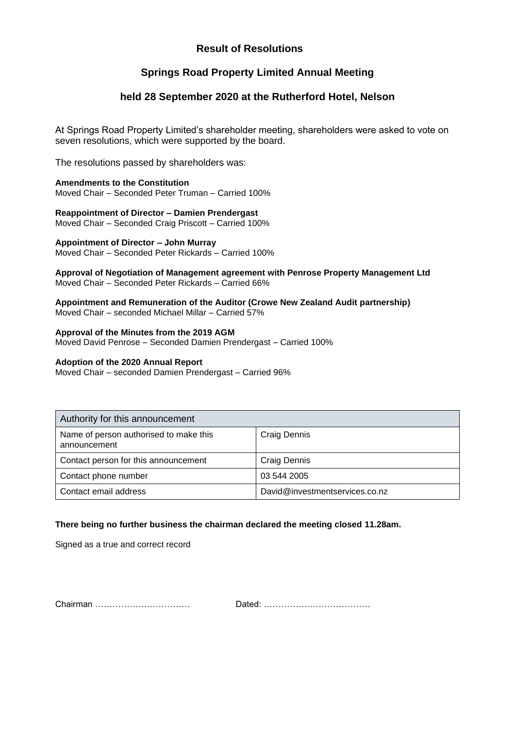## Result of Resolutions

## Springs Road Property Limited Annual Meeting

## held 28 September 2020 at the Rutherford Hotel, Nelson

At Springs Road Property Limited's shareholder meeting, shareholders were asked to vote on seven resolutions, which were supported by the board.

The resolutions passed by shareholders was:

**Amendments to the Constitution**
Moved Chair – Seconded Peter Truman – Carried 100%

**Reappointment of Director – Damien Prendergast**
Moved Chair – Seconded Craig Priscott – Carried 100%

**Appointment of Director – John Murray**
Moved Chair – Seconded Peter Rickards – Carried 100%

**Approval of Negotiation of Management agreement with Penrose Property Management Ltd**
Moved Chair – Seconded Peter Rickards – Carried 66%

**Appointment and Remuneration of the Auditor (Crowe New Zealand Audit partnership)**
Moved Chair – seconded Michael Millar – Carried 57%

**Approval of the Minutes from the 2019 AGM**
Moved David Penrose – Seconded Damien Prendergast – Carried 100%

**Adoption of the 2020 Annual Report**
Moved Chair – seconded Damien Prendergast – Carried 96%

| Authority for this announcement | |
|---|---|
| Name of person authorised to make this announcement | Craig Dennis |
| Contact person for this announcement | Craig Dennis |
| Contact phone number | 03 544 2005 |
| Contact email address | David@investmentservices.co.nz |

**There being no further business the chairman declared the meeting closed 11.28am.**

Signed as a true and correct record

Chairman …………………………… Dated: ………………………………